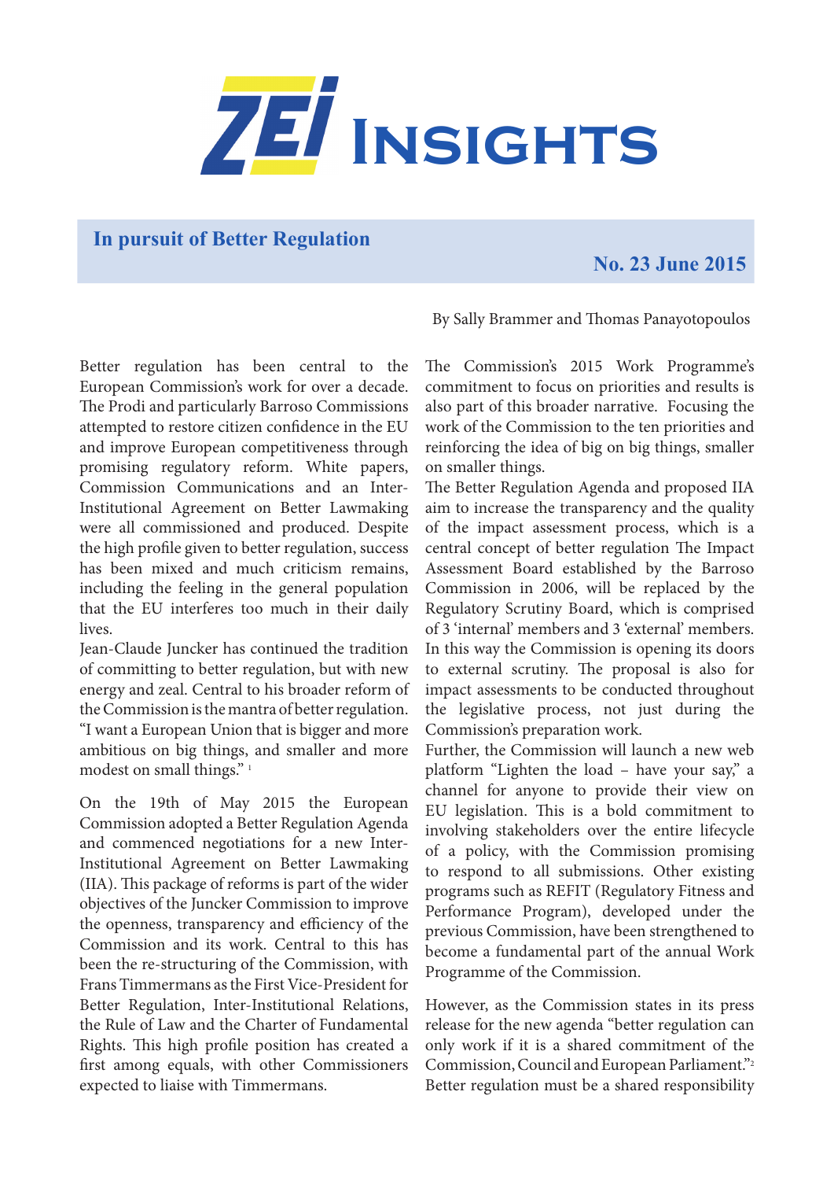# ZEI Insights

## In pursuit of Better Regulation

**No. 23 June 2015**

By Sally Brammer and Thomas Panayotopoulos

Better regulation has been central to the European Commission's work for over a decade. The Prodi and particularly Barroso Commissions attempted to restore citizen confidence in the EU and improve European competitiveness through promising regulatory reform. White papers, Commission Communications and an Inter-Institutional Agreement on Better Lawmaking were all commissioned and produced. Despite the high profile given to better regulation, success has been mixed and much criticism remains, including the feeling in the general population that the EU interferes too much in their daily lives.

Jean-Claude Juncker has continued the tradition of committing to better regulation, but with new energy and zeal. Central to his broader reform of the Commission is the mantra of better regulation. "I want a European Union that is bigger and more ambitious on big things, and smaller and more modest on small things." [1]

On the 19th of May 2015 the European Commission adopted a Better Regulation Agenda and commenced negotiations for a new Inter-Institutional Agreement on Better Lawmaking (IIA). This package of reforms is part of the wider objectives of the Juncker Commission to improve the openness, transparency and efficiency of the Commission and its work. Central to this has been the re-structuring of the Commission, with Frans Timmermans as the First Vice-President for Better Regulation, Inter-Institutional Relations, the Rule of Law and the Charter of Fundamental Rights. This high profile position has created a first among equals, with other Commissioners expected to liaise with Timmermans.

The Commission's 2015 Work Programme's commitment to focus on priorities and results is also part of this broader narrative. Focusing the work of the Commission to the ten priorities and reinforcing the idea of big on big things, smaller on smaller things.

The Better Regulation Agenda and proposed IIA aim to increase the transparency and the quality of the impact assessment process, which is a central concept of better regulation The Impact Assessment Board established by the Barroso Commission in 2006, will be replaced by the Regulatory Scrutiny Board, which is comprised of 3 'internal' members and 3 'external' members. In this way the Commission is opening its doors to external scrutiny. The proposal is also for impact assessments to be conducted throughout the legislative process, not just during the Commission's preparation work.

Further, the Commission will launch a new web platform "Lighten the load – have your say," a channel for anyone to provide their view on EU legislation. This is a bold commitment to involving stakeholders over the entire lifecycle of a policy, with the Commission promising to respond to all submissions. Other existing programs such as REFIT (Regulatory Fitness and Performance Program), developed under the previous Commission, have been strengthened to become a fundamental part of the annual Work Programme of the Commission.

However, as the Commission states in its press release for the new agenda "better regulation can only work if it is a shared commitment of the Commission, Council and European Parliament."[2] Better regulation must be a shared responsibility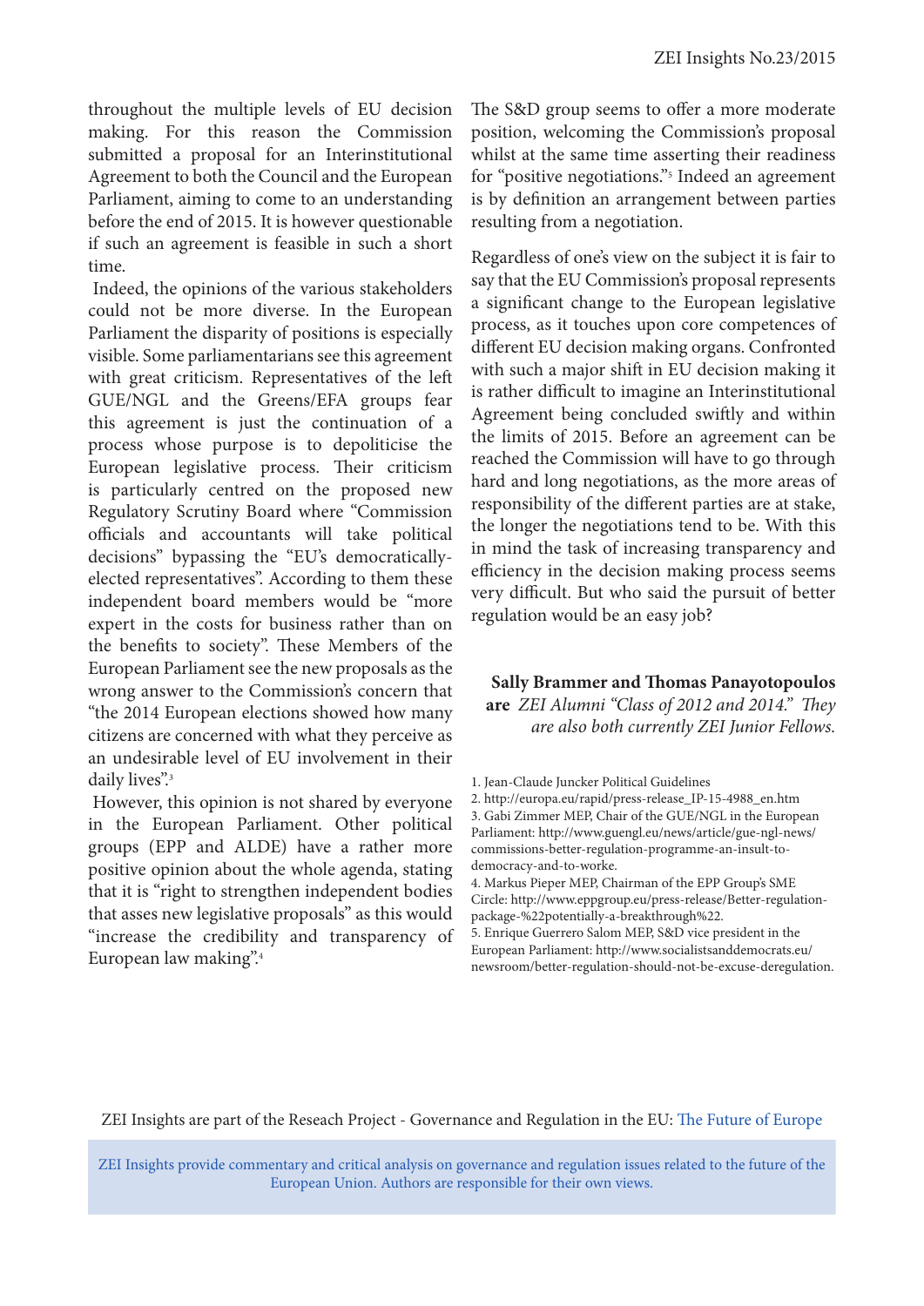throughout the multiple levels of EU decision making. For this reason the Commission submitted a proposal for an Interinstitutional Agreement to both the Council and the European Parliament, aiming to come to an understanding before the end of 2015. It is however questionable if such an agreement is feasible in such a short time.

Indeed, the opinions of the various stakeholders could not be more diverse. In the European Parliament the disparity of positions is especially visible. Some parliamentarians see this agreement with great criticism. Representatives of the left GUE/NGL and the Greens/EFA groups fear this agreement is just the continuation of a process whose purpose is to depoliticise the European legislative process. Their criticism is particularly centred on the proposed new Regulatory Scrutiny Board where "Commission officials and accountants will take political decisions" bypassing the "EU's democratically-elected representatives". According to them these independent board members would be "more expert in the costs for business rather than on the benefits to society". These Members of the European Parliament see the new proposals as the wrong answer to the Commission's concern that "the 2014 European elections showed how many citizens are concerned with what they perceive as an undesirable level of EU involvement in their daily lives".[3]

However, this opinion is not shared by everyone in the European Parliament. Other political groups (EPP and ALDE) have a rather more positive opinion about the whole agenda, stating that it is "right to strengthen independent bodies that asses new legislative proposals" as this would "increase the credibility and transparency of European law making".[4]

The S&D group seems to offer a more moderate position, welcoming the Commission's proposal whilst at the same time asserting their readiness for "positive negotiations."[5] Indeed an agreement is by definition an arrangement between parties resulting from a negotiation.

Regardless of one's view on the subject it is fair to say that the EU Commission's proposal represents a significant change to the European legislative process, as it touches upon core competences of different EU decision making organs. Confronted with such a major shift in EU decision making it is rather difficult to imagine an Interinstitutional Agreement being concluded swiftly and within the limits of 2015. Before an agreement can be reached the Commission will have to go through hard and long negotiations, as the more areas of responsibility of the different parties are at stake, the longer the negotiations tend to be. With this in mind the task of increasing transparency and efficiency in the decision making process seems very difficult. But who said the pursuit of better regulation would be an easy job?

**Sally Brammer and Thomas Panayotopoulos are** *ZEI Alumni "Class of 2012 and 2014." They are also both currently ZEI Junior Fellows.*

1. Jean-Claude Juncker Political Guidelines
2. http://europa.eu/rapid/press-release_IP-15-4988_en.htm
3. Gabi Zimmer MEP, Chair of the GUE/NGL in the European Parliament: http://www.guengl.eu/news/article/gue-ngl-news/commissions-better-regulation-programme-an-insult-to-democracy-and-to-worke.
4. Markus Pieper MEP, Chairman of the EPP Group's SME Circle: http://www.eppgroup.eu/press-release/Better-regulation-package-%22potentially-a-breakthrough%22.
5. Enrique Guerrero Salom MEP, S&D vice president in the European Parliament: http://www.socialistsanddemocrats.eu/newsroom/better-regulation-should-not-be-excuse-deregulation.

ZEI Insights are part of the Reseach Project - Governance and Regulation in the EU: The Future of Europe

ZEI Insights provide commentary and critical analysis on governance and regulation issues related to the future of the European Union. Authors are responsible for their own views.